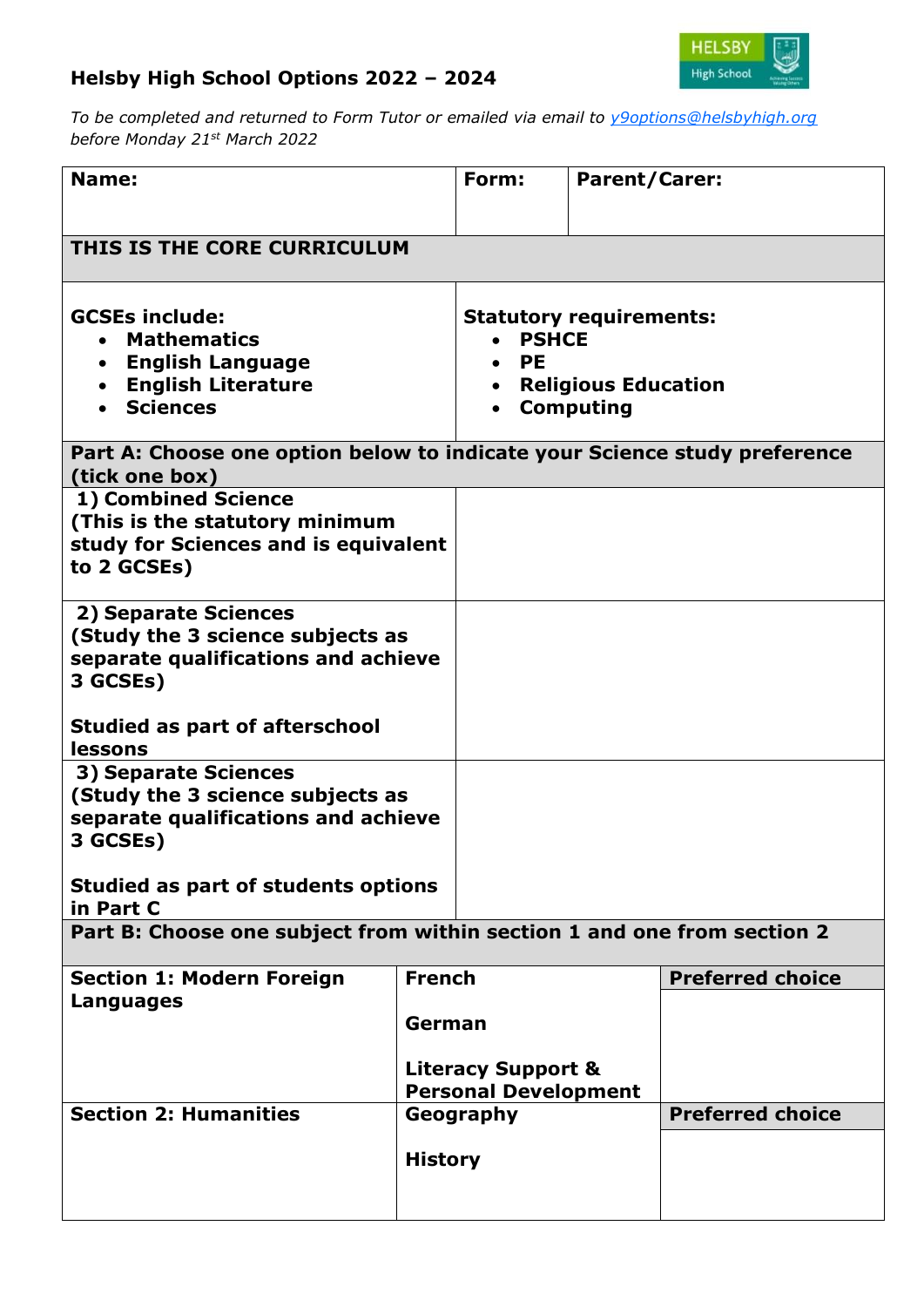## Helsby High School Options 2022 – 2024

*To be completed and returned to Form Tutor or emailed via email to y9options@helsbyhigh.org before Monday 21st March 2022*

| Name: | Form: | Parent/Carer: |
|---|---|---|
| **THIS IS THE CORE CURRICULUM** | | |
| **GCSEs include:**<br>• Mathematics<br>• English Language<br>• English Literature<br>• Sciences | **Statutory requirements:**<br>• PSHCE<br>• PE<br>• Religious Education<br>• Computing | |

| **Part A: Choose one option below to indicate your Science study preference (tick one box)** | |
|---|---|
| **1) Combined Science (This is the statutory minimum study for Sciences and is equivalent to 2 GCSEs)** | |
| **2) Separate Sciences (Study the 3 science subjects as separate qualifications and achieve 3 GCSEs)**<br><br>**Studied as part of afterschool lessons** | |
| **3) Separate Sciences (Study the 3 science subjects as separate qualifications and achieve 3 GCSEs)**<br><br>**Studied as part of students options in Part C** | |

| **Part B: Choose one subject from within section 1 and one from section 2** | | |
|---|---|---|
| **Section 1: Modern Foreign Languages** | **French**<br><br>**German**<br><br>**Literacy Support & Personal Development** | **Preferred choice** |
| **Section 2: Humanities** | **Geography**<br><br>**History** | **Preferred choice** |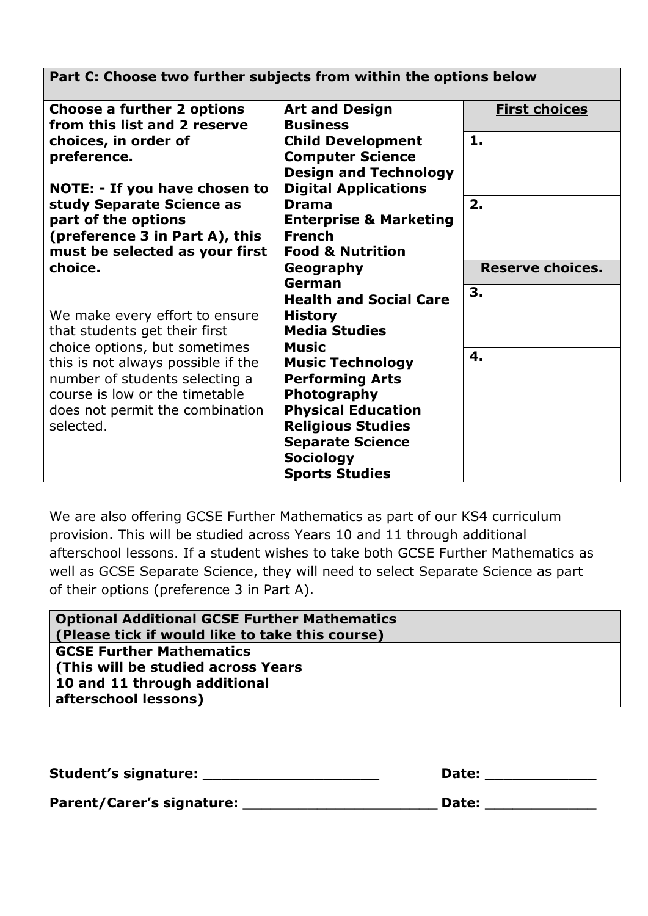| Part C: Choose two further subjects from within the options below | | |
|---|---|---|
| **Choose a further 2 options from this list and 2 reserve choices, in order of preference.**<br><br>**NOTE: - If you have chosen to study Separate Science as part of the options (preference 3 in Part A), this must be selected as your first choice.**<br><br>We make every effort to ensure that students get their first choice options, but sometimes this is not always possible if the number of students selecting a course is low or the timetable does not permit the combination selected. | **Art and Design**<br>**Business**<br>**Child Development**<br>**Computer Science**<br>**Design and Technology**<br>**Digital Applications**<br>**Drama**<br>**Enterprise & Marketing**<br>**French**<br>**Food & Nutrition**<br>**Geography**<br>**German**<br>**Health and Social Care**<br>**History**<br>**Media Studies**<br>**Music**<br>**Music Technology**<br>**Performing Arts**<br>**Photography**<br>**Physical Education**<br>**Religious Studies**<br>**Separate Science**<br>**Sociology**<br>**Sports Studies** | **First choices**<br><br>**1.**<br><br>**2.**<br><br>**Reserve choices.**<br><br>**3.**<br><br>**4.** |

We are also offering GCSE Further Mathematics as part of our KS4 curriculum provision. This will be studied across Years 10 and 11 through additional afterschool lessons. If a student wishes to take both GCSE Further Mathematics as well as GCSE Separate Science, they will need to select Separate Science as part of their options (preference 3 in Part A).

| Optional Additional GCSE Further Mathematics (Please tick if would like to take this course) | |
|---|---|
| **GCSE Further Mathematics (This will be studied across Years 10 and 11 through additional afterschool lessons)** | |

**Student's signature: ____________________** **Date: ____________**

**Parent/Carer's signature: ______________________** **Date: ____________**